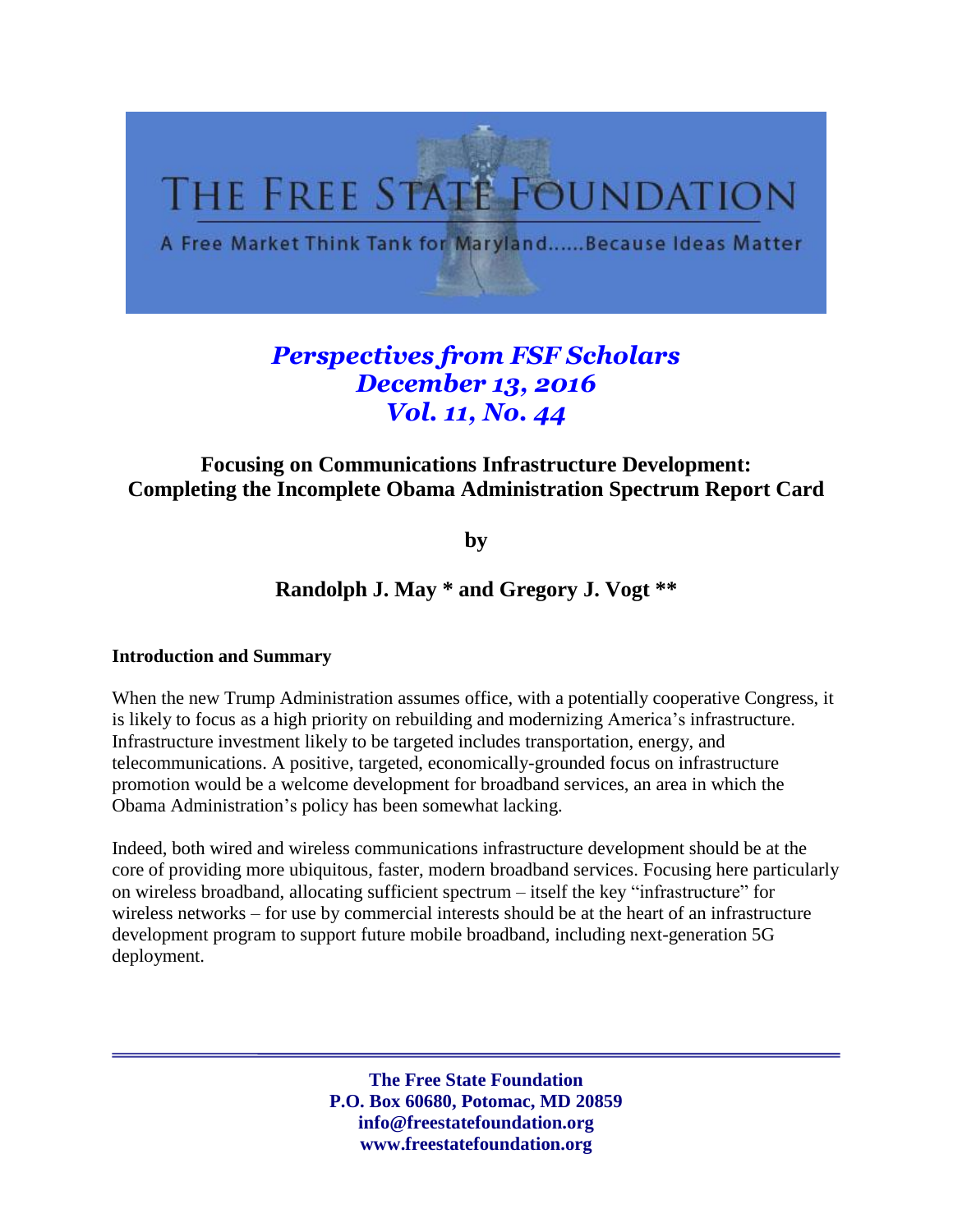# THE FREE STATE FOUNDATION

A Free Market Think Tank for Maryland......Because Ideas Matter

*Perspectives from FSF Scholars*
*December 13, 2016*
*Vol. 11, No. 44*

## Focusing on Communications Infrastructure Development: Completing the Incomplete Obama Administration Spectrum Report Card

**by**

**Randolph J. May * and Gregory J. Vogt ****

### Introduction and Summary

When the new Trump Administration assumes office, with a potentially cooperative Congress, it is likely to focus as a high priority on rebuilding and modernizing America's infrastructure. Infrastructure investment likely to be targeted includes transportation, energy, and telecommunications. A positive, targeted, economically-grounded focus on infrastructure promotion would be a welcome development for broadband services, an area in which the Obama Administration's policy has been somewhat lacking.

Indeed, both wired and wireless communications infrastructure development should be at the core of providing more ubiquitous, faster, modern broadband services. Focusing here particularly on wireless broadband, allocating sufficient spectrum – itself the key "infrastructure" for wireless networks – for use by commercial interests should be at the heart of an infrastructure development program to support future mobile broadband, including next-generation 5G deployment.

**The Free State Foundation**
**P.O. Box 60680, Potomac, MD 20859**
**info@freestatefoundation.org**
**www.freestatefoundation.org**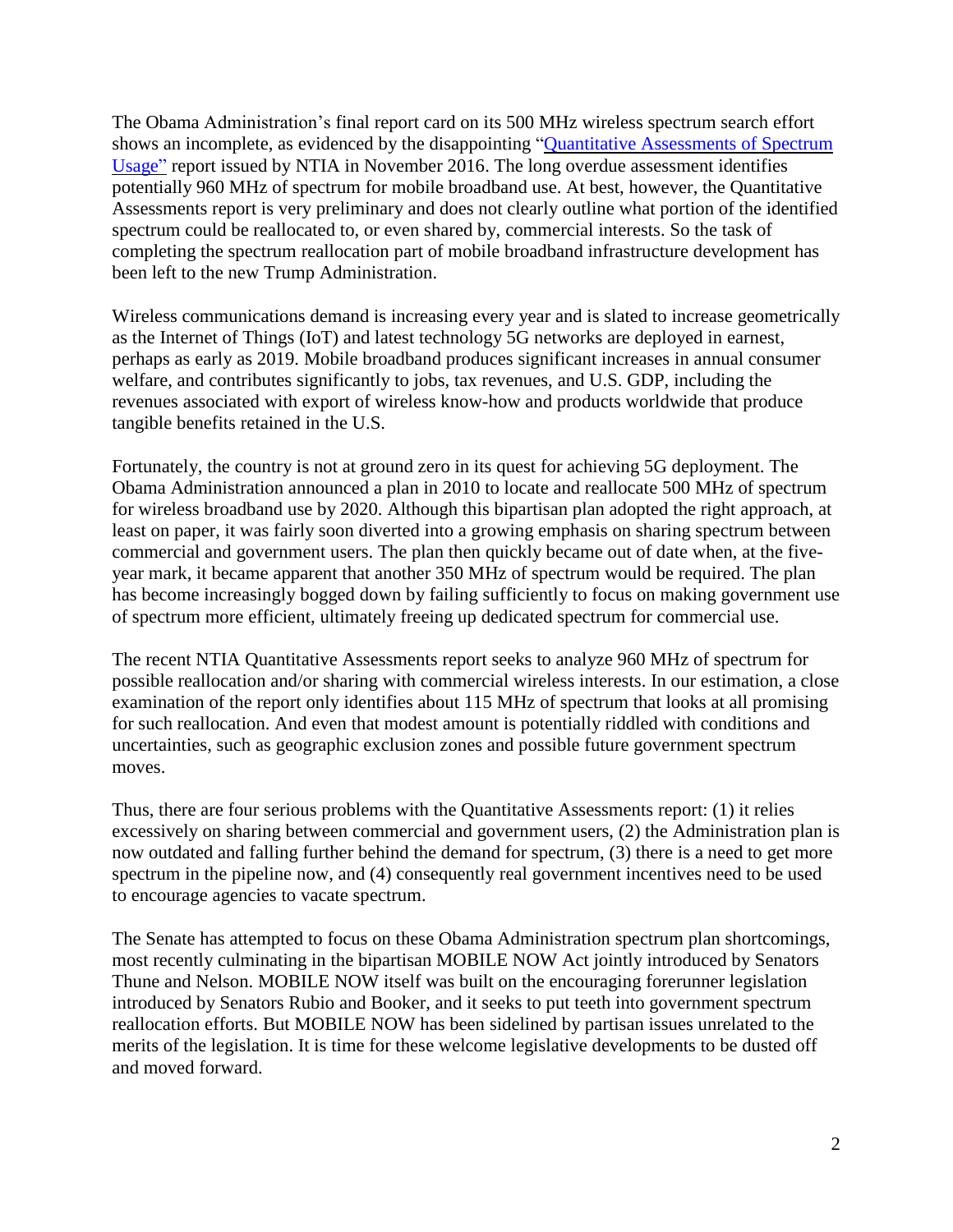The Obama Administration's final report card on its 500 MHz wireless spectrum search effort shows an incomplete, as evidenced by the disappointing "[Quantitative Assessments of Spectrum Usage"](#) report issued by NTIA in November 2016. The long overdue assessment identifies potentially 960 MHz of spectrum for mobile broadband use. At best, however, the Quantitative Assessments report is very preliminary and does not clearly outline what portion of the identified spectrum could be reallocated to, or even shared by, commercial interests. So the task of completing the spectrum reallocation part of mobile broadband infrastructure development has been left to the new Trump Administration.

Wireless communications demand is increasing every year and is slated to increase geometrically as the Internet of Things (IoT) and latest technology 5G networks are deployed in earnest, perhaps as early as 2019. Mobile broadband produces significant increases in annual consumer welfare, and contributes significantly to jobs, tax revenues, and U.S. GDP, including the revenues associated with export of wireless know-how and products worldwide that produce tangible benefits retained in the U.S.

Fortunately, the country is not at ground zero in its quest for achieving 5G deployment. The Obama Administration announced a plan in 2010 to locate and reallocate 500 MHz of spectrum for wireless broadband use by 2020. Although this bipartisan plan adopted the right approach, at least on paper, it was fairly soon diverted into a growing emphasis on sharing spectrum between commercial and government users. The plan then quickly became out of date when, at the five-year mark, it became apparent that another 350 MHz of spectrum would be required. The plan has become increasingly bogged down by failing sufficiently to focus on making government use of spectrum more efficient, ultimately freeing up dedicated spectrum for commercial use.

The recent NTIA Quantitative Assessments report seeks to analyze 960 MHz of spectrum for possible reallocation and/or sharing with commercial wireless interests. In our estimation, a close examination of the report only identifies about 115 MHz of spectrum that looks at all promising for such reallocation. And even that modest amount is potentially riddled with conditions and uncertainties, such as geographic exclusion zones and possible future government spectrum moves.

Thus, there are four serious problems with the Quantitative Assessments report: (1) it relies excessively on sharing between commercial and government users, (2) the Administration plan is now outdated and falling further behind the demand for spectrum, (3) there is a need to get more spectrum in the pipeline now, and (4) consequently real government incentives need to be used to encourage agencies to vacate spectrum.

The Senate has attempted to focus on these Obama Administration spectrum plan shortcomings, most recently culminating in the bipartisan MOBILE NOW Act jointly introduced by Senators Thune and Nelson. MOBILE NOW itself was built on the encouraging forerunner legislation introduced by Senators Rubio and Booker, and it seeks to put teeth into government spectrum reallocation efforts. But MOBILE NOW has been sidelined by partisan issues unrelated to the merits of the legislation. It is time for these welcome legislative developments to be dusted off and moved forward.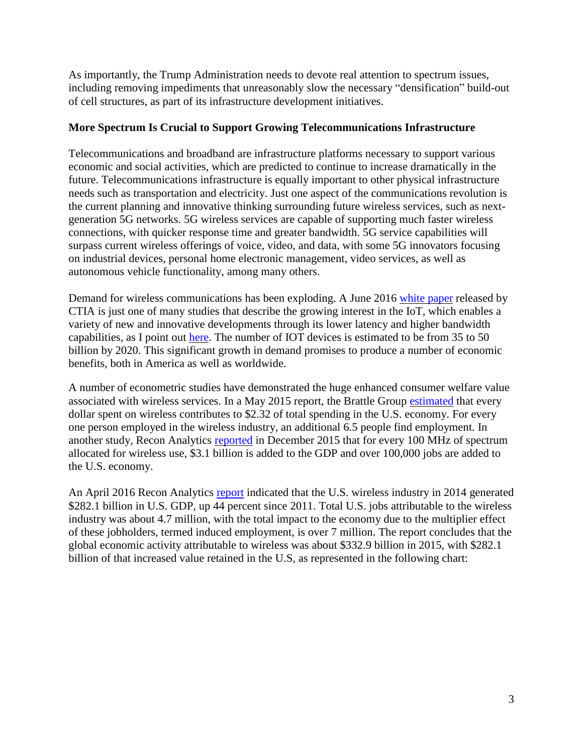As importantly, the Trump Administration needs to devote real attention to spectrum issues, including removing impediments that unreasonably slow the necessary "densification" build-out of cell structures, as part of its infrastructure development initiatives.

**More Spectrum Is Crucial to Support Growing Telecommunications Infrastructure**

Telecommunications and broadband are infrastructure platforms necessary to support various economic and social activities, which are predicted to continue to increase dramatically in the future. Telecommunications infrastructure is equally important to other physical infrastructure needs such as transportation and electricity. Just one aspect of the communications revolution is the current planning and innovative thinking surrounding future wireless services, such as next-generation 5G networks. 5G wireless services are capable of supporting much faster wireless connections, with quicker response time and greater bandwidth. 5G service capabilities will surpass current wireless offerings of voice, video, and data, with some 5G innovators focusing on industrial devices, personal home electronic management, video services, as well as autonomous vehicle functionality, among many others.

Demand for wireless communications has been exploding. A June 2016 white paper released by CTIA is just one of many studies that describe the growing interest in the IoT, which enables a variety of new and innovative developments through its lower latency and higher bandwidth capabilities, as I point out here. The number of IOT devices is estimated to be from 35 to 50 billion by 2020. This significant growth in demand promises to produce a number of economic benefits, both in America as well as worldwide.

A number of econometric studies have demonstrated the huge enhanced consumer welfare value associated with wireless services. In a May 2015 report, the Brattle Group estimated that every dollar spent on wireless contributes to $2.32 of total spending in the U.S. economy. For every one person employed in the wireless industry, an additional 6.5 people find employment. In another study, Recon Analytics reported in December 2015 that for every 100 MHz of spectrum allocated for wireless use, $3.1 billion is added to the GDP and over 100,000 jobs are added to the U.S. economy.

An April 2016 Recon Analytics report indicated that the U.S. wireless industry in 2014 generated $282.1 billion in U.S. GDP, up 44 percent since 2011. Total U.S. jobs attributable to the wireless industry was about 4.7 million, with the total impact to the economy due to the multiplier effect of these jobholders, termed induced employment, is over 7 million. The report concludes that the global economic activity attributable to wireless was about $332.9 billion in 2015, with $282.1 billion of that increased value retained in the U.S, as represented in the following chart: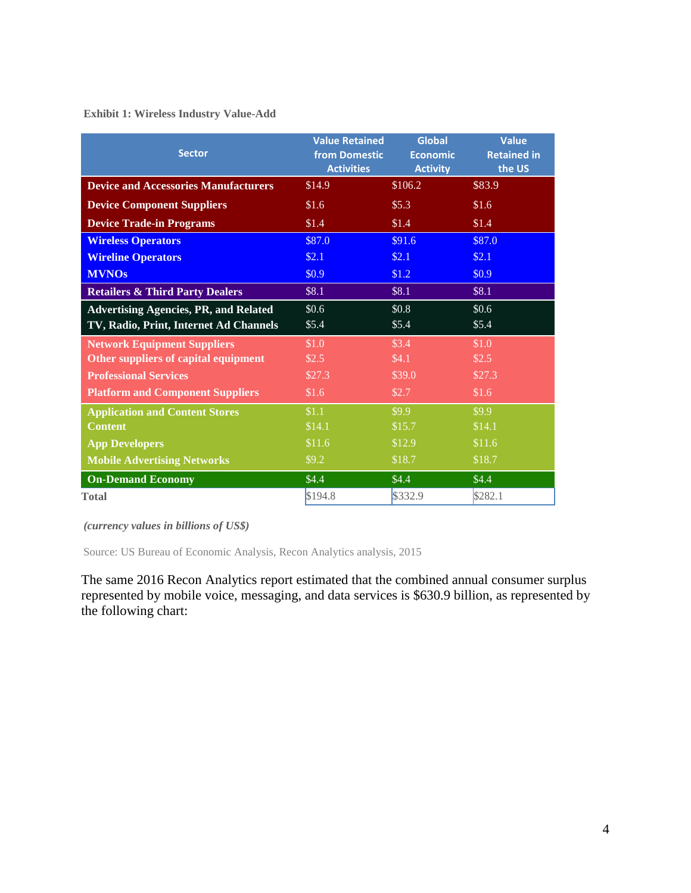**Exhibit 1: Wireless Industry Value-Add**

| Sector | Value Retained from Domestic Activities | Global Economic Activity | Value Retained in the US |
|---|---|---|---|
| **Device and Accessories Manufacturers** | $14.9 | $106.2 | $83.9 |
| **Device Component Suppliers** | $1.6 | $5.3 | $1.6 |
| **Device Trade-in Programs** | $1.4 | $1.4 | $1.4 |
| **Wireless Operators** | $87.0 | $91.6 | $87.0 |
| **Wireline Operators** | $2.1 | $2.1 | $2.1 |
| **MVNOs** | $0.9 | $1.2 | $0.9 |
| **Retailers & Third Party Dealers** | $8.1 | $8.1 | $8.1 |
| **Advertising Agencies, PR, and Related** | $0.6 | $0.8 | $0.6 |
| **TV, Radio, Print, Internet Ad Channels** | $5.4 | $5.4 | $5.4 |
| **Network Equipment Suppliers** | $1.0 | $3.4 | $1.0 |
| **Other suppliers of capital equipment** | $2.5 | $4.1 | $2.5 |
| **Professional Services** | $27.3 | $39.0 | $27.3 |
| **Platform and Component Suppliers** | $1.6 | $2.7 | $1.6 |
| **Application and Content Stores** | $1.1 | $9.9 | $9.9 |
| **Content** | $14.1 | $15.7 | $14.1 |
| **App Developers** | $11.6 | $12.9 | $11.6 |
| **Mobile Advertising Networks** | $9.2 | $18.7 | $18.7 |
| **On-Demand Economy** | $4.4 | $4.4 | $4.4 |
| **Total** | $194.8 | $332.9 | $282.1 |

***(currency values in billions of US$)***

Source: US Bureau of Economic Analysis, Recon Analytics analysis, 2015

The same 2016 Recon Analytics report estimated that the combined annual consumer surplus represented by mobile voice, messaging, and data services is $630.9 billion, as represented by the following chart: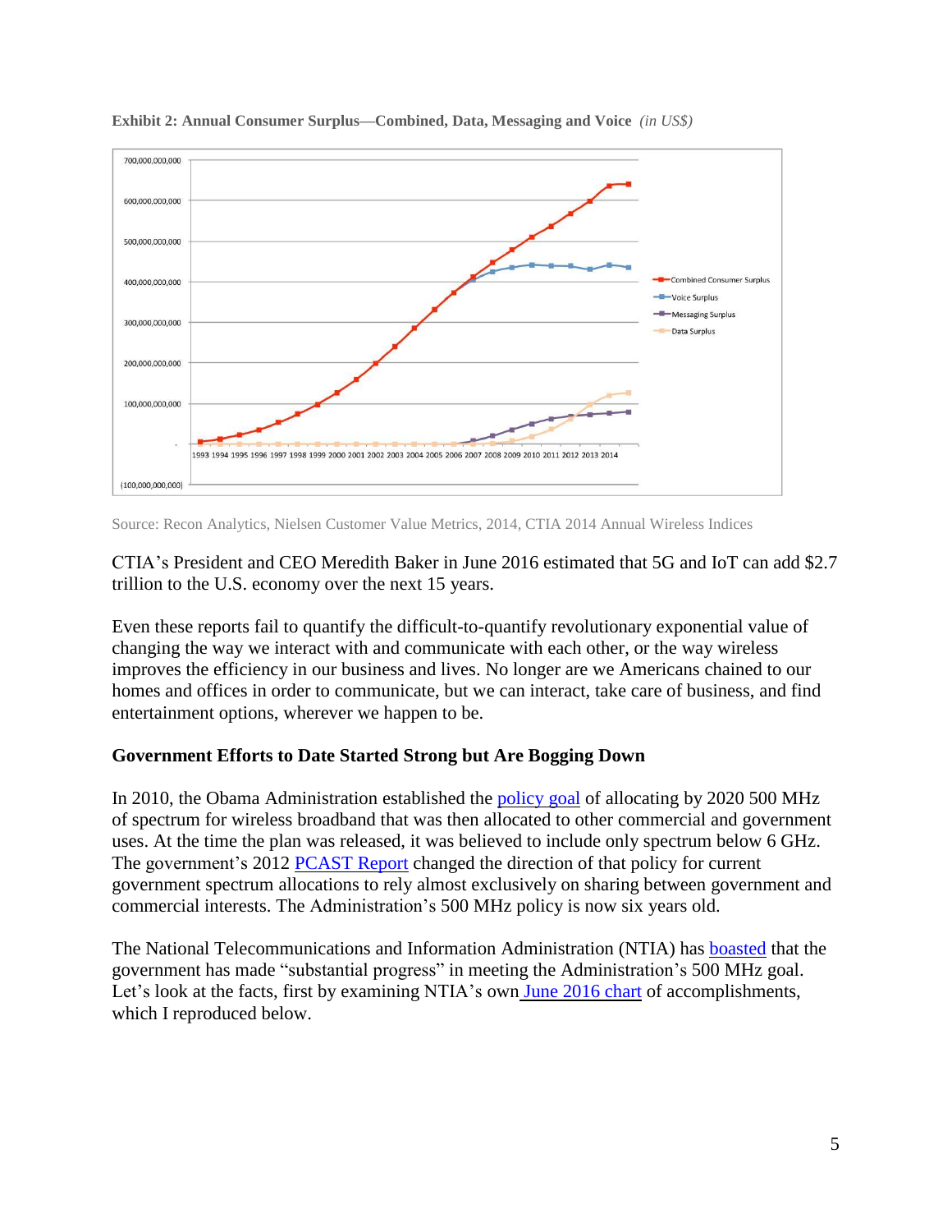**Exhibit 2: Annual Consumer Surplus—Combined, Data, Messaging and Voice** *(in US$)*

Source: Recon Analytics, Nielsen Customer Value Metrics, 2014, CTIA 2014 Annual Wireless Indices

CTIA's President and CEO Meredith Baker in June 2016 estimated that 5G and IoT can add $2.7 trillion to the U.S. economy over the next 15 years.

Even these reports fail to quantify the difficult-to-quantify revolutionary exponential value of changing the way we interact with and communicate with each other, or the way wireless improves the efficiency in our business and lives. No longer are we Americans chained to our homes and offices in order to communicate, but we can interact, take care of business, and find entertainment options, wherever we happen to be.

**Government Efforts to Date Started Strong but Are Bogging Down**

In 2010, the Obama Administration established the policy goal of allocating by 2020 500 MHz of spectrum for wireless broadband that was then allocated to other commercial and government uses. At the time the plan was released, it was believed to include only spectrum below 6 GHz. The government's 2012 PCAST Report changed the direction of that policy for current government spectrum allocations to rely almost exclusively on sharing between government and commercial interests. The Administration's 500 MHz policy is now six years old.

The National Telecommunications and Information Administration (NTIA) has boasted that the government has made "substantial progress" in meeting the Administration's 500 MHz goal. Let's look at the facts, first by examining NTIA's own June 2016 chart of accomplishments, which I reproduced below.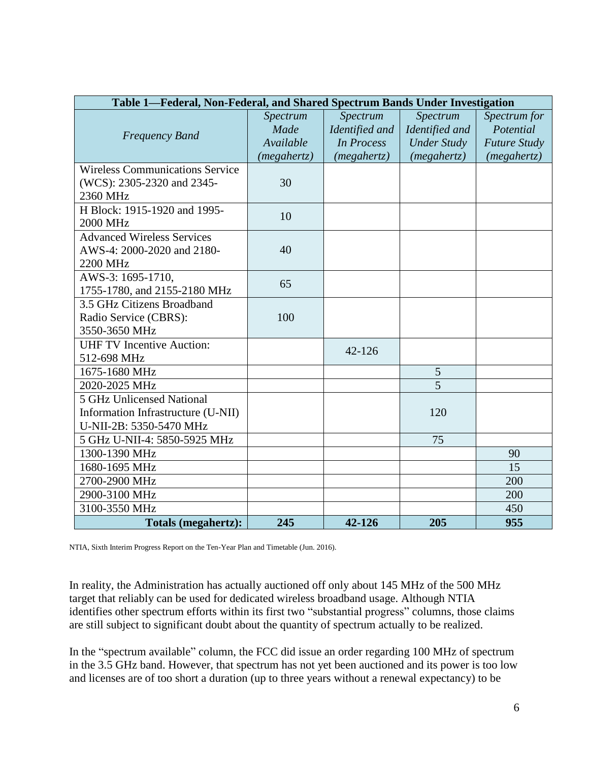| Table 1—Federal, Non-Federal, and Shared Spectrum Bands Under Investigation | | | | |
|---|---|---|---|---|
| *Frequency Band* | *Spectrum Made Available (megahertz)* | *Spectrum Identified and In Process (megahertz)* | *Spectrum Identified and Under Study (megahertz)* | *Spectrum for Potential Future Study (megahertz)* |
| Wireless Communications Service (WCS): 2305-2320 and 2345-2360 MHz | 30 | | | |
| H Block: 1915-1920 and 1995-2000 MHz | 10 | | | |
| Advanced Wireless Services AWS-4: 2000-2020 and 2180-2200 MHz | 40 | | | |
| AWS-3: 1695-1710, 1755-1780, and 2155-2180 MHz | 65 | | | |
| 3.5 GHz Citizens Broadband Radio Service (CBRS): 3550-3650 MHz | 100 | | | |
| UHF TV Incentive Auction: 512-698 MHz | | 42-126 | | |
| 1675-1680 MHz | | | 5 | |
| 2020-2025 MHz | | | 5 | |
| 5 GHz Unlicensed National Information Infrastructure (U-NII) U-NII-2B: 5350-5470 MHz | | | 120 | |
| 5 GHz U-NII-4: 5850-5925 MHz | | | 75 | |
| 1300-1390 MHz | | | | 90 |
| 1680-1695 MHz | | | | 15 |
| 2700-2900 MHz | | | | 200 |
| 2900-3100 MHz | | | | 200 |
| 3100-3550 MHz | | | | 450 |
| **Totals (megahertz):** | **245** | **42-126** | **205** | **955** |

NTIA, Sixth Interim Progress Report on the Ten-Year Plan and Timetable (Jun. 2016).

In reality, the Administration has actually auctioned off only about 145 MHz of the 500 MHz target that reliably can be used for dedicated wireless broadband usage. Although NTIA identifies other spectrum efforts within its first two "substantial progress" columns, those claims are still subject to significant doubt about the quantity of spectrum actually to be realized.

In the "spectrum available" column, the FCC did issue an order regarding 100 MHz of spectrum in the 3.5 GHz band. However, that spectrum has not yet been auctioned and its power is too low and licenses are of too short a duration (up to three years without a renewal expectancy) to be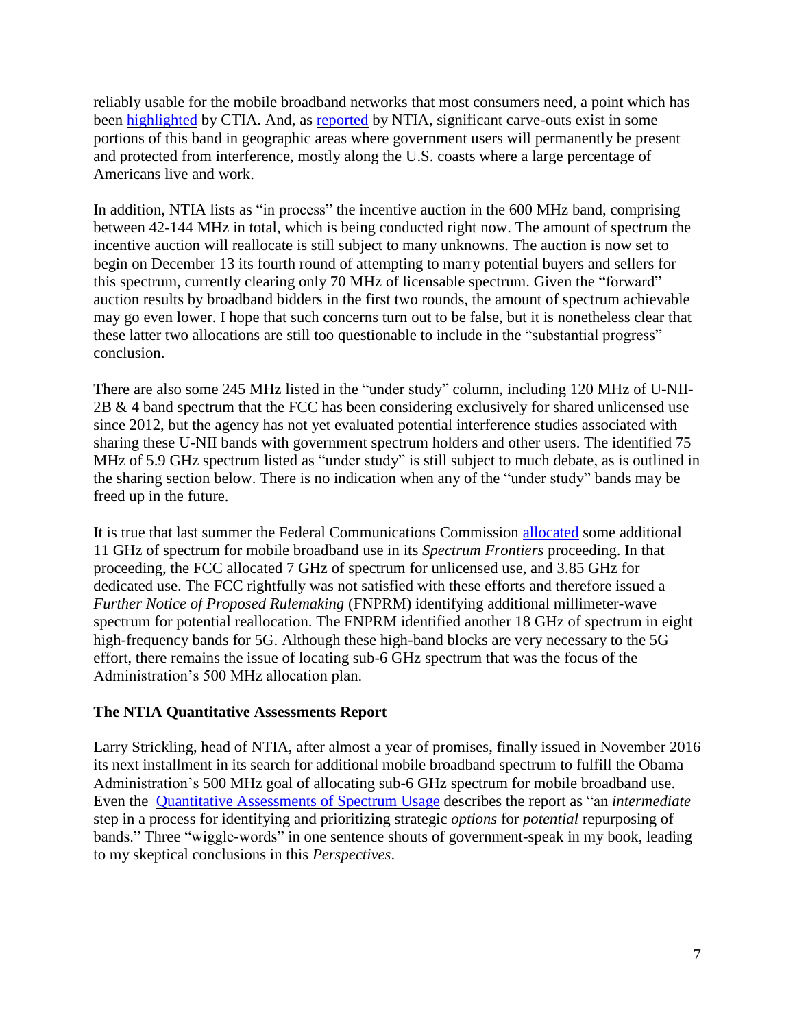reliably usable for the mobile broadband networks that most consumers need, a point which has been highlighted by CTIA. And, as reported by NTIA, significant carve-outs exist in some portions of this band in geographic areas where government users will permanently be present and protected from interference, mostly along the U.S. coasts where a large percentage of Americans live and work.

In addition, NTIA lists as "in process" the incentive auction in the 600 MHz band, comprising between 42-144 MHz in total, which is being conducted right now. The amount of spectrum the incentive auction will reallocate is still subject to many unknowns. The auction is now set to begin on December 13 its fourth round of attempting to marry potential buyers and sellers for this spectrum, currently clearing only 70 MHz of licensable spectrum. Given the "forward" auction results by broadband bidders in the first two rounds, the amount of spectrum achievable may go even lower. I hope that such concerns turn out to be false, but it is nonetheless clear that these latter two allocations are still too questionable to include in the "substantial progress" conclusion.

There are also some 245 MHz listed in the "under study" column, including 120 MHz of U-NII-2B & 4 band spectrum that the FCC has been considering exclusively for shared unlicensed use since 2012, but the agency has not yet evaluated potential interference studies associated with sharing these U-NII bands with government spectrum holders and other users. The identified 75 MHz of 5.9 GHz spectrum listed as "under study" is still subject to much debate, as is outlined in the sharing section below. There is no indication when any of the "under study" bands may be freed up in the future.

It is true that last summer the Federal Communications Commission allocated some additional 11 GHz of spectrum for mobile broadband use in its *Spectrum Frontiers* proceeding. In that proceeding, the FCC allocated 7 GHz of spectrum for unlicensed use, and 3.85 GHz for dedicated use. The FCC rightfully was not satisfied with these efforts and therefore issued a *Further Notice of Proposed Rulemaking* (FNPRM) identifying additional millimeter-wave spectrum for potential reallocation. The FNPRM identified another 18 GHz of spectrum in eight high-frequency bands for 5G. Although these high-band blocks are very necessary to the 5G effort, there remains the issue of locating sub-6 GHz spectrum that was the focus of the Administration's 500 MHz allocation plan.

### The NTIA Quantitative Assessments Report

Larry Strickling, head of NTIA, after almost a year of promises, finally issued in November 2016 its next installment in its search for additional mobile broadband spectrum to fulfill the Obama Administration's 500 MHz goal of allocating sub-6 GHz spectrum for mobile broadband use. Even the Quantitative Assessments of Spectrum Usage describes the report as "an *intermediate* step in a process for identifying and prioritizing strategic *options* for *potential* repurposing of bands." Three "wiggle-words" in one sentence shouts of government-speak in my book, leading to my skeptical conclusions in this *Perspectives*.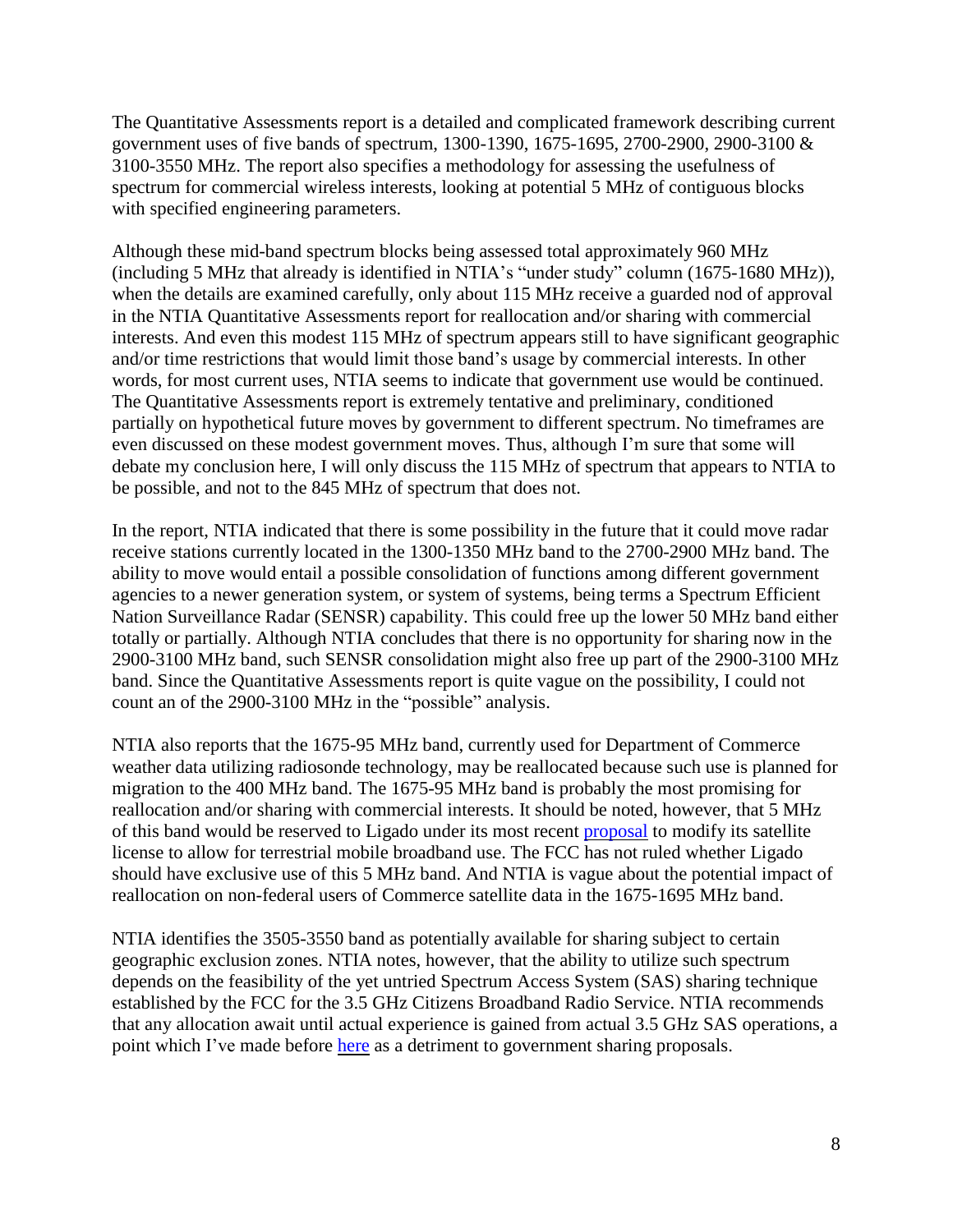The Quantitative Assessments report is a detailed and complicated framework describing current government uses of five bands of spectrum, 1300-1390, 1675-1695, 2700-2900, 2900-3100 & 3100-3550 MHz. The report also specifies a methodology for assessing the usefulness of spectrum for commercial wireless interests, looking at potential 5 MHz of contiguous blocks with specified engineering parameters.

Although these mid-band spectrum blocks being assessed total approximately 960 MHz (including 5 MHz that already is identified in NTIA's "under study" column (1675-1680 MHz)), when the details are examined carefully, only about 115 MHz receive a guarded nod of approval in the NTIA Quantitative Assessments report for reallocation and/or sharing with commercial interests. And even this modest 115 MHz of spectrum appears still to have significant geographic and/or time restrictions that would limit those band's usage by commercial interests. In other words, for most current uses, NTIA seems to indicate that government use would be continued. The Quantitative Assessments report is extremely tentative and preliminary, conditioned partially on hypothetical future moves by government to different spectrum. No timeframes are even discussed on these modest government moves. Thus, although I'm sure that some will debate my conclusion here, I will only discuss the 115 MHz of spectrum that appears to NTIA to be possible, and not to the 845 MHz of spectrum that does not.

In the report, NTIA indicated that there is some possibility in the future that it could move radar receive stations currently located in the 1300-1350 MHz band to the 2700-2900 MHz band. The ability to move would entail a possible consolidation of functions among different government agencies to a newer generation system, or system of systems, being terms a Spectrum Efficient Nation Surveillance Radar (SENSR) capability. This could free up the lower 50 MHz band either totally or partially. Although NTIA concludes that there is no opportunity for sharing now in the 2900-3100 MHz band, such SENSR consolidation might also free up part of the 2900-3100 MHz band. Since the Quantitative Assessments report is quite vague on the possibility, I could not count an of the 2900-3100 MHz in the "possible" analysis.

NTIA also reports that the 1675-95 MHz band, currently used for Department of Commerce weather data utilizing radiosonde technology, may be reallocated because such use is planned for migration to the 400 MHz band. The 1675-95 MHz band is probably the most promising for reallocation and/or sharing with commercial interests. It should be noted, however, that 5 MHz of this band would be reserved to Ligado under its most recent proposal to modify its satellite license to allow for terrestrial mobile broadband use. The FCC has not ruled whether Ligado should have exclusive use of this 5 MHz band. And NTIA is vague about the potential impact of reallocation on non-federal users of Commerce satellite data in the 1675-1695 MHz band.

NTIA identifies the 3505-3550 band as potentially available for sharing subject to certain geographic exclusion zones. NTIA notes, however, that the ability to utilize such spectrum depends on the feasibility of the yet untried Spectrum Access System (SAS) sharing technique established by the FCC for the 3.5 GHz Citizens Broadband Radio Service. NTIA recommends that any allocation await until actual experience is gained from actual 3.5 GHz SAS operations, a point which I've made before here as a detriment to government sharing proposals.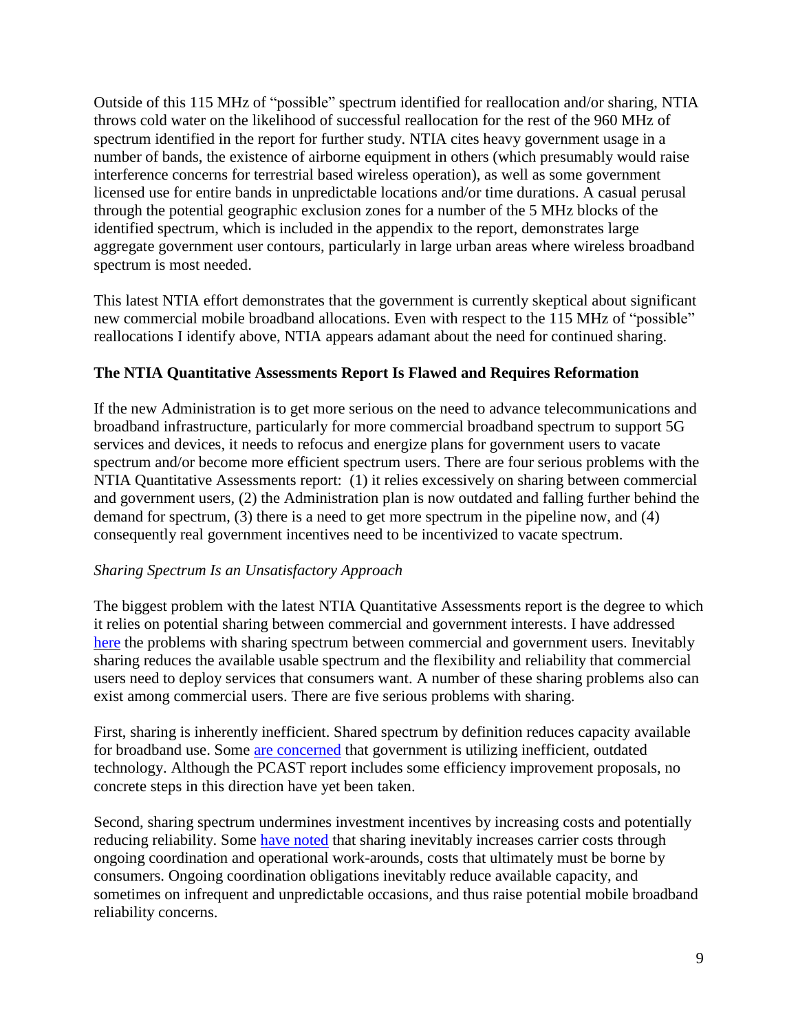Outside of this 115 MHz of "possible" spectrum identified for reallocation and/or sharing, NTIA throws cold water on the likelihood of successful reallocation for the rest of the 960 MHz of spectrum identified in the report for further study. NTIA cites heavy government usage in a number of bands, the existence of airborne equipment in others (which presumably would raise interference concerns for terrestrial based wireless operation), as well as some government licensed use for entire bands in unpredictable locations and/or time durations. A casual perusal through the potential geographic exclusion zones for a number of the 5 MHz blocks of the identified spectrum, which is included in the appendix to the report, demonstrates large aggregate government user contours, particularly in large urban areas where wireless broadband spectrum is most needed.

This latest NTIA effort demonstrates that the government is currently skeptical about significant new commercial mobile broadband allocations. Even with respect to the 115 MHz of "possible" reallocations I identify above, NTIA appears adamant about the need for continued sharing.

### The NTIA Quantitative Assessments Report Is Flawed and Requires Reformation

If the new Administration is to get more serious on the need to advance telecommunications and broadband infrastructure, particularly for more commercial broadband spectrum to support 5G services and devices, it needs to refocus and energize plans for government users to vacate spectrum and/or become more efficient spectrum users. There are four serious problems with the NTIA Quantitative Assessments report: (1) it relies excessively on sharing between commercial and government users, (2) the Administration plan is now outdated and falling further behind the demand for spectrum, (3) there is a need to get more spectrum in the pipeline now, and (4) consequently real government incentives need to be incentivized to vacate spectrum.

#### *Sharing Spectrum Is an Unsatisfactory Approach*

The biggest problem with the latest NTIA Quantitative Assessments report is the degree to which it relies on potential sharing between commercial and government interests. I have addressed here the problems with sharing spectrum between commercial and government users. Inevitably sharing reduces the available usable spectrum and the flexibility and reliability that commercial users need to deploy services that consumers want. A number of these sharing problems also can exist among commercial users. There are five serious problems with sharing.

First, sharing is inherently inefficient. Shared spectrum by definition reduces capacity available for broadband use. Some are concerned that government is utilizing inefficient, outdated technology. Although the PCAST report includes some efficiency improvement proposals, no concrete steps in this direction have yet been taken.

Second, sharing spectrum undermines investment incentives by increasing costs and potentially reducing reliability. Some have noted that sharing inevitably increases carrier costs through ongoing coordination and operational work-arounds, costs that ultimately must be borne by consumers. Ongoing coordination obligations inevitably reduce available capacity, and sometimes on infrequent and unpredictable occasions, and thus raise potential mobile broadband reliability concerns.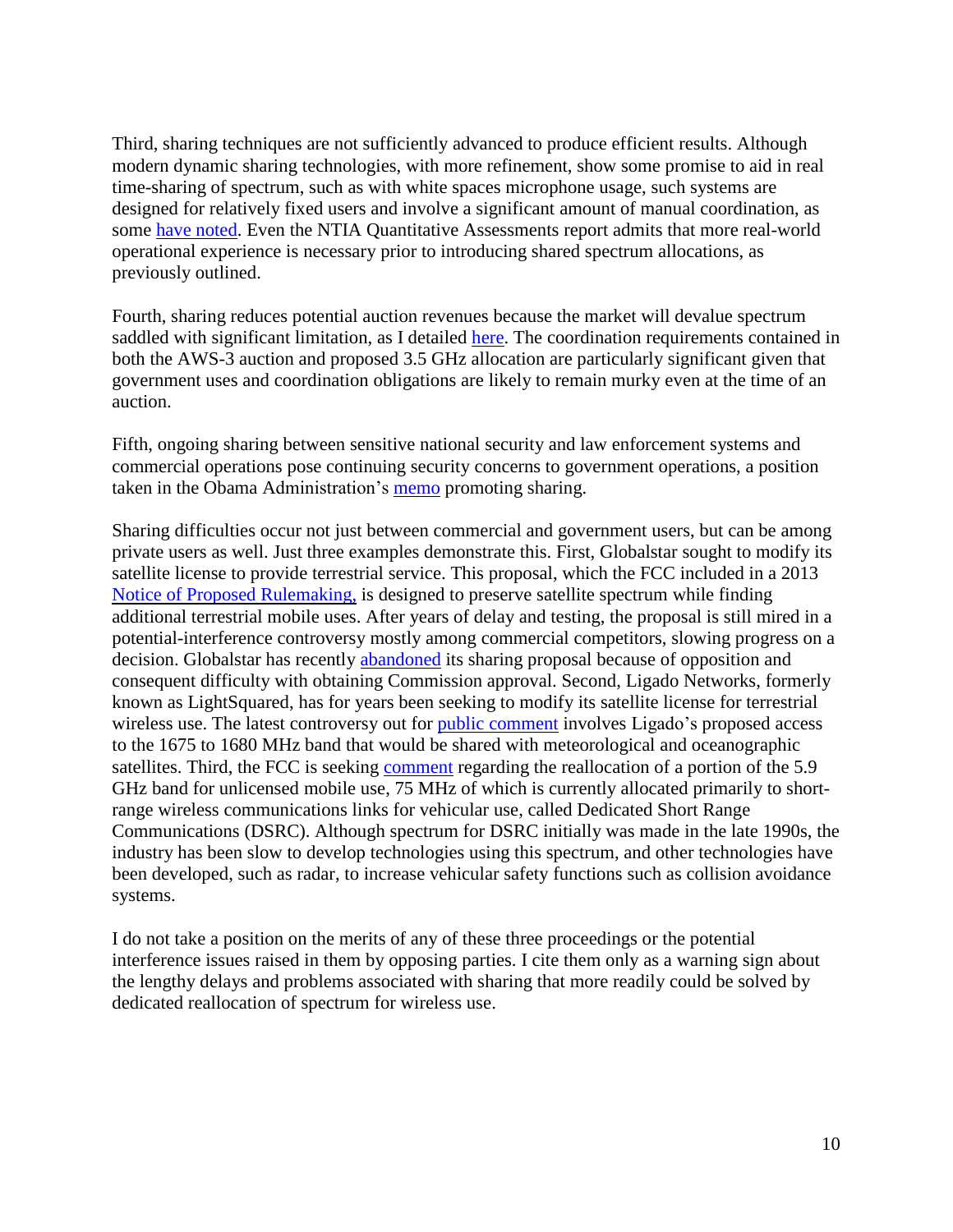Third, sharing techniques are not sufficiently advanced to produce efficient results. Although modern dynamic sharing technologies, with more refinement, show some promise to aid in real time-sharing of spectrum, such as with white spaces microphone usage, such systems are designed for relatively fixed users and involve a significant amount of manual coordination, as some have noted. Even the NTIA Quantitative Assessments report admits that more real-world operational experience is necessary prior to introducing shared spectrum allocations, as previously outlined.

Fourth, sharing reduces potential auction revenues because the market will devalue spectrum saddled with significant limitation, as I detailed here. The coordination requirements contained in both the AWS-3 auction and proposed 3.5 GHz allocation are particularly significant given that government uses and coordination obligations are likely to remain murky even at the time of an auction.

Fifth, ongoing sharing between sensitive national security and law enforcement systems and commercial operations pose continuing security concerns to government operations, a position taken in the Obama Administration's memo promoting sharing.

Sharing difficulties occur not just between commercial and government users, but can be among private users as well. Just three examples demonstrate this. First, Globalstar sought to modify its satellite license to provide terrestrial service. This proposal, which the FCC included in a 2013 Notice of Proposed Rulemaking, is designed to preserve satellite spectrum while finding additional terrestrial mobile uses. After years of delay and testing, the proposal is still mired in a potential-interference controversy mostly among commercial competitors, slowing progress on a decision. Globalstar has recently abandoned its sharing proposal because of opposition and consequent difficulty with obtaining Commission approval. Second, Ligado Networks, formerly known as LightSquared, has for years been seeking to modify its satellite license for terrestrial wireless use. The latest controversy out for public comment involves Ligado's proposed access to the 1675 to 1680 MHz band that would be shared with meteorological and oceanographic satellites. Third, the FCC is seeking comment regarding the reallocation of a portion of the 5.9 GHz band for unlicensed mobile use, 75 MHz of which is currently allocated primarily to short-range wireless communications links for vehicular use, called Dedicated Short Range Communications (DSRC). Although spectrum for DSRC initially was made in the late 1990s, the industry has been slow to develop technologies using this spectrum, and other technologies have been developed, such as radar, to increase vehicular safety functions such as collision avoidance systems.

I do not take a position on the merits of any of these three proceedings or the potential interference issues raised in them by opposing parties. I cite them only as a warning sign about the lengthy delays and problems associated with sharing that more readily could be solved by dedicated reallocation of spectrum for wireless use.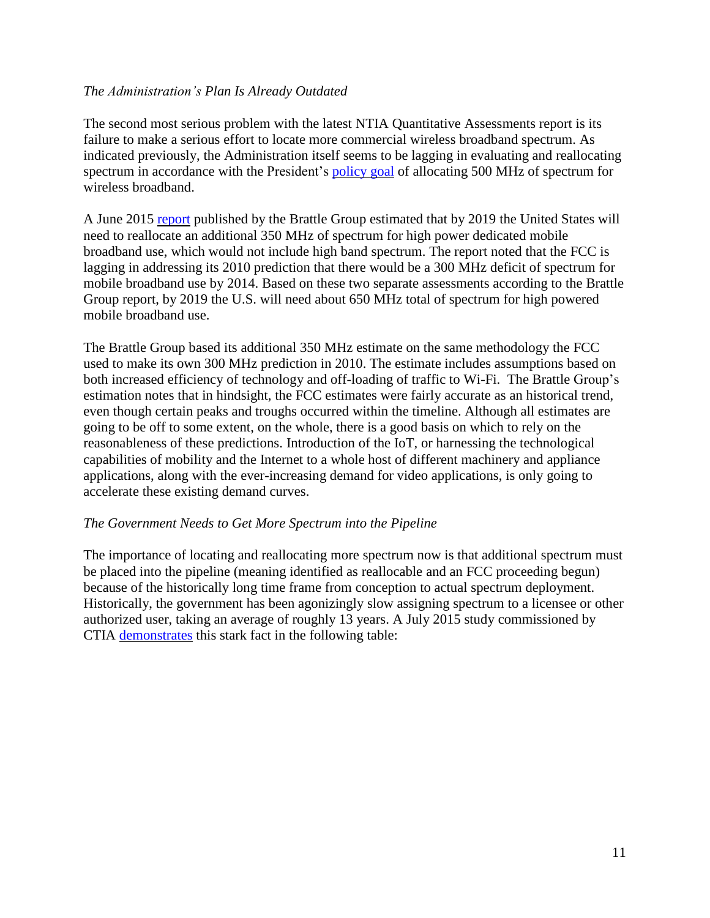*The Administration's Plan Is Already Outdated*

The second most serious problem with the latest NTIA Quantitative Assessments report is its failure to make a serious effort to locate more commercial wireless broadband spectrum. As indicated previously, the Administration itself seems to be lagging in evaluating and reallocating spectrum in accordance with the President's policy goal of allocating 500 MHz of spectrum for wireless broadband.

A June 2015 report published by the Brattle Group estimated that by 2019 the United States will need to reallocate an additional 350 MHz of spectrum for high power dedicated mobile broadband use, which would not include high band spectrum. The report noted that the FCC is lagging in addressing its 2010 prediction that there would be a 300 MHz deficit of spectrum for mobile broadband use by 2014. Based on these two separate assessments according to the Brattle Group report, by 2019 the U.S. will need about 650 MHz total of spectrum for high powered mobile broadband use.

The Brattle Group based its additional 350 MHz estimate on the same methodology the FCC used to make its own 300 MHz prediction in 2010. The estimate includes assumptions based on both increased efficiency of technology and off-loading of traffic to Wi-Fi. The Brattle Group's estimation notes that in hindsight, the FCC estimates were fairly accurate as an historical trend, even though certain peaks and troughs occurred within the timeline. Although all estimates are going to be off to some extent, on the whole, there is a good basis on which to rely on the reasonableness of these predictions. Introduction of the IoT, or harnessing the technological capabilities of mobility and the Internet to a whole host of different machinery and appliance applications, along with the ever-increasing demand for video applications, is only going to accelerate these existing demand curves.

*The Government Needs to Get More Spectrum into the Pipeline*

The importance of locating and reallocating more spectrum now is that additional spectrum must be placed into the pipeline (meaning identified as reallocable and an FCC proceeding begun) because of the historically long time frame from conception to actual spectrum deployment. Historically, the government has been agonizingly slow assigning spectrum to a licensee or other authorized user, taking an average of roughly 13 years. A July 2015 study commissioned by CTIA demonstrates this stark fact in the following table: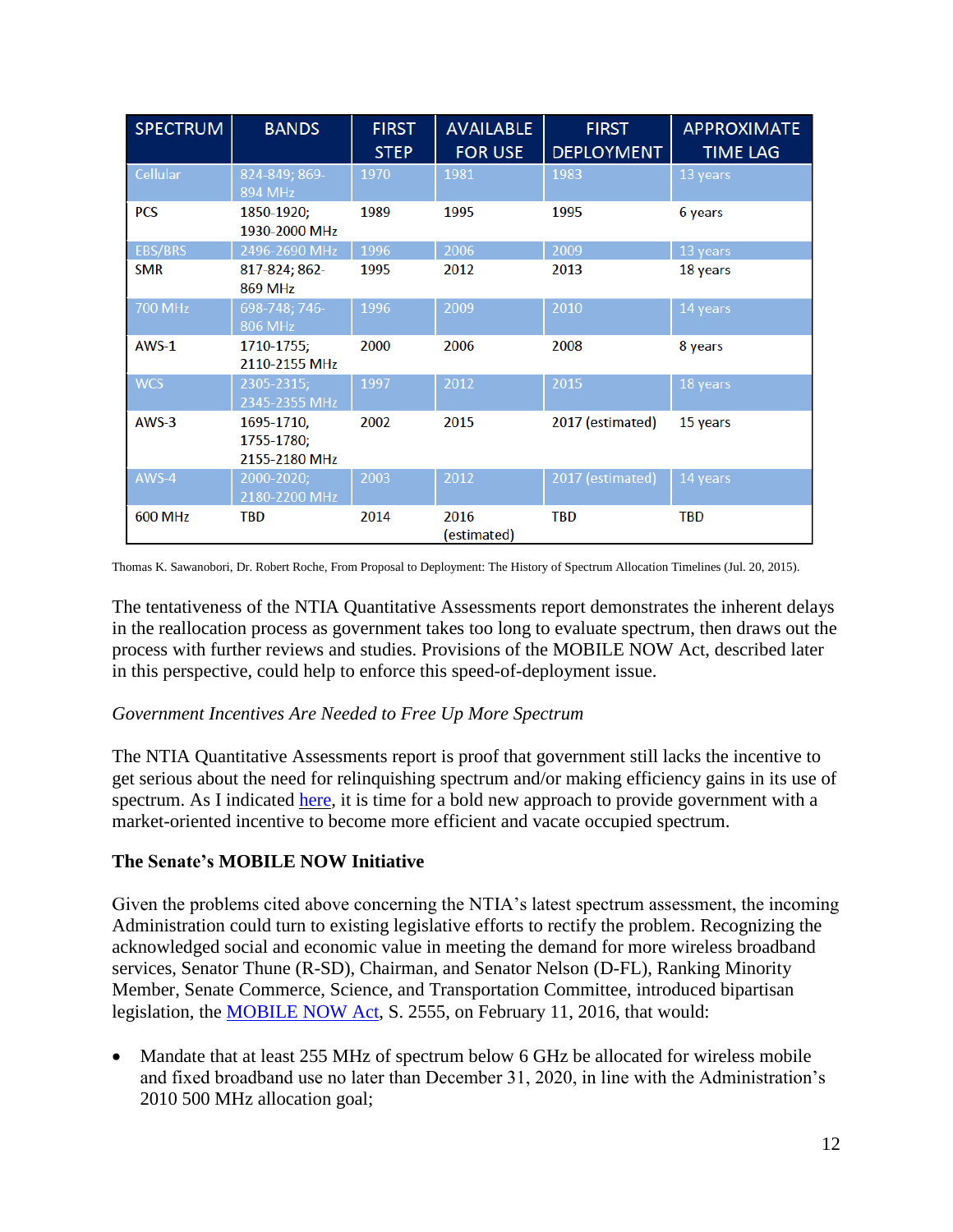| SPECTRUM | BANDS | FIRST STEP | AVAILABLE FOR USE | FIRST DEPLOYMENT | APPROXIMATE TIME LAG |
|---|---|---|---|---|---|
| Cellular | 824-849; 869-894 MHz | 1970 | 1981 | 1983 | 13 years |
| PCS | 1850-1920; 1930-2000 MHz | 1989 | 1995 | 1995 | 6 years |
| EBS/BRS | 2496-2690 MHz | 1996 | 2006 | 2009 | 13 years |
| SMR | 817-824; 862-869 MHz | 1995 | 2012 | 2013 | 18 years |
| 700 MHz | 698-748; 746-806 MHz | 1996 | 2009 | 2010 | 14 years |
| AWS-1 | 1710-1755; 2110-2155 MHz | 2000 | 2006 | 2008 | 8 years |
| WCS | 2305-2315; 2345-2355 MHz | 1997 | 2012 | 2015 | 18 years |
| AWS-3 | 1695-1710, 1755-1780; 2155-2180 MHz | 2002 | 2015 | 2017 (estimated) | 15 years |
| AWS-4 | 2000-2020; 2180-2200 MHz | 2003 | 2012 | 2017 (estimated) | 14 years |
| 600 MHz | TBD | 2014 | 2016 (estimated) | TBD | TBD |

Thomas K. Sawanobori, Dr. Robert Roche, From Proposal to Deployment: The History of Spectrum Allocation Timelines (Jul. 20, 2015).

The tentativeness of the NTIA Quantitative Assessments report demonstrates the inherent delays in the reallocation process as government takes too long to evaluate spectrum, then draws out the process with further reviews and studies. Provisions of the MOBILE NOW Act, described later in this perspective, could help to enforce this speed-of-deployment issue.

*Government Incentives Are Needed to Free Up More Spectrum*

The NTIA Quantitative Assessments report is proof that government still lacks the incentive to get serious about the need for relinquishing spectrum and/or making efficiency gains in its use of spectrum. As I indicated here, it is time for a bold new approach to provide government with a market-oriented incentive to become more efficient and vacate occupied spectrum.

**The Senate's MOBILE NOW Initiative**

Given the problems cited above concerning the NTIA's latest spectrum assessment, the incoming Administration could turn to existing legislative efforts to rectify the problem. Recognizing the acknowledged social and economic value in meeting the demand for more wireless broadband services, Senator Thune (R-SD), Chairman, and Senator Nelson (D-FL), Ranking Minority Member, Senate Commerce, Science, and Transportation Committee, introduced bipartisan legislation, the MOBILE NOW Act, S. 2555, on February 11, 2016, that would:

- Mandate that at least 255 MHz of spectrum below 6 GHz be allocated for wireless mobile and fixed broadband use no later than December 31, 2020, in line with the Administration's 2010 500 MHz allocation goal;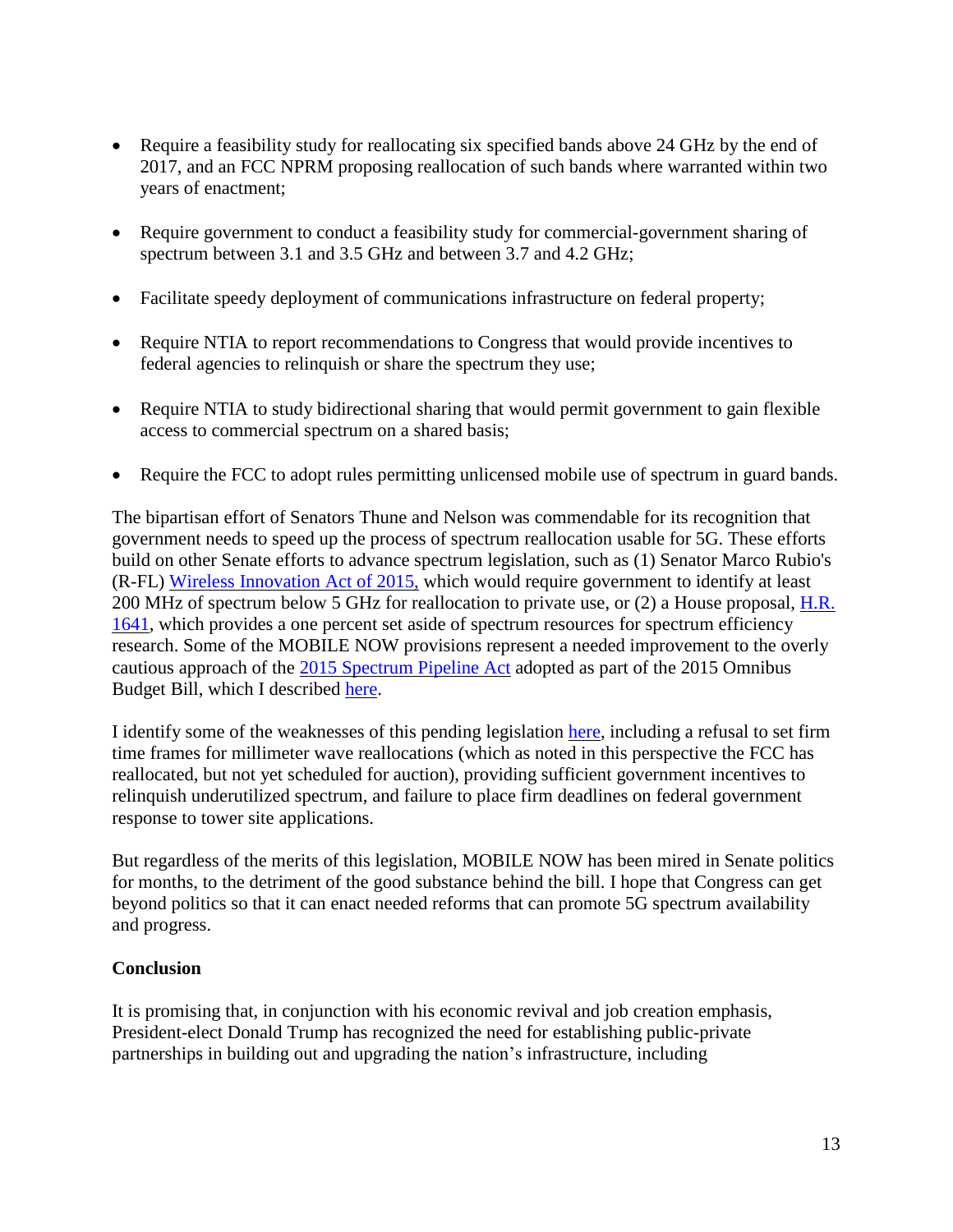- Require a feasibility study for reallocating six specified bands above 24 GHz by the end of 2017, and an FCC NPRM proposing reallocation of such bands where warranted within two years of enactment;

- Require government to conduct a feasibility study for commercial-government sharing of spectrum between 3.1 and 3.5 GHz and between 3.7 and 4.2 GHz;

- Facilitate speedy deployment of communications infrastructure on federal property;

- Require NTIA to report recommendations to Congress that would provide incentives to federal agencies to relinquish or share the spectrum they use;

- Require NTIA to study bidirectional sharing that would permit government to gain flexible access to commercial spectrum on a shared basis;

- Require the FCC to adopt rules permitting unlicensed mobile use of spectrum in guard bands.

The bipartisan effort of Senators Thune and Nelson was commendable for its recognition that government needs to speed up the process of spectrum reallocation usable for 5G. These efforts build on other Senate efforts to advance spectrum legislation, such as (1) Senator Marco Rubio's (R-FL) Wireless Innovation Act of 2015, which would require government to identify at least 200 MHz of spectrum below 5 GHz for reallocation to private use, or (2) a House proposal, H.R. 1641, which provides a one percent set aside of spectrum resources for spectrum efficiency research. Some of the MOBILE NOW provisions represent a needed improvement to the overly cautious approach of the 2015 Spectrum Pipeline Act adopted as part of the 2015 Omnibus Budget Bill, which I described here.

I identify some of the weaknesses of this pending legislation here, including a refusal to set firm time frames for millimeter wave reallocations (which as noted in this perspective the FCC has reallocated, but not yet scheduled for auction), providing sufficient government incentives to relinquish underutilized spectrum, and failure to place firm deadlines on federal government response to tower site applications.

But regardless of the merits of this legislation, MOBILE NOW has been mired in Senate politics for months, to the detriment of the good substance behind the bill. I hope that Congress can get beyond politics so that it can enact needed reforms that can promote 5G spectrum availability and progress.

**Conclusion**

It is promising that, in conjunction with his economic revival and job creation emphasis, President-elect Donald Trump has recognized the need for establishing public-private partnerships in building out and upgrading the nation's infrastructure, including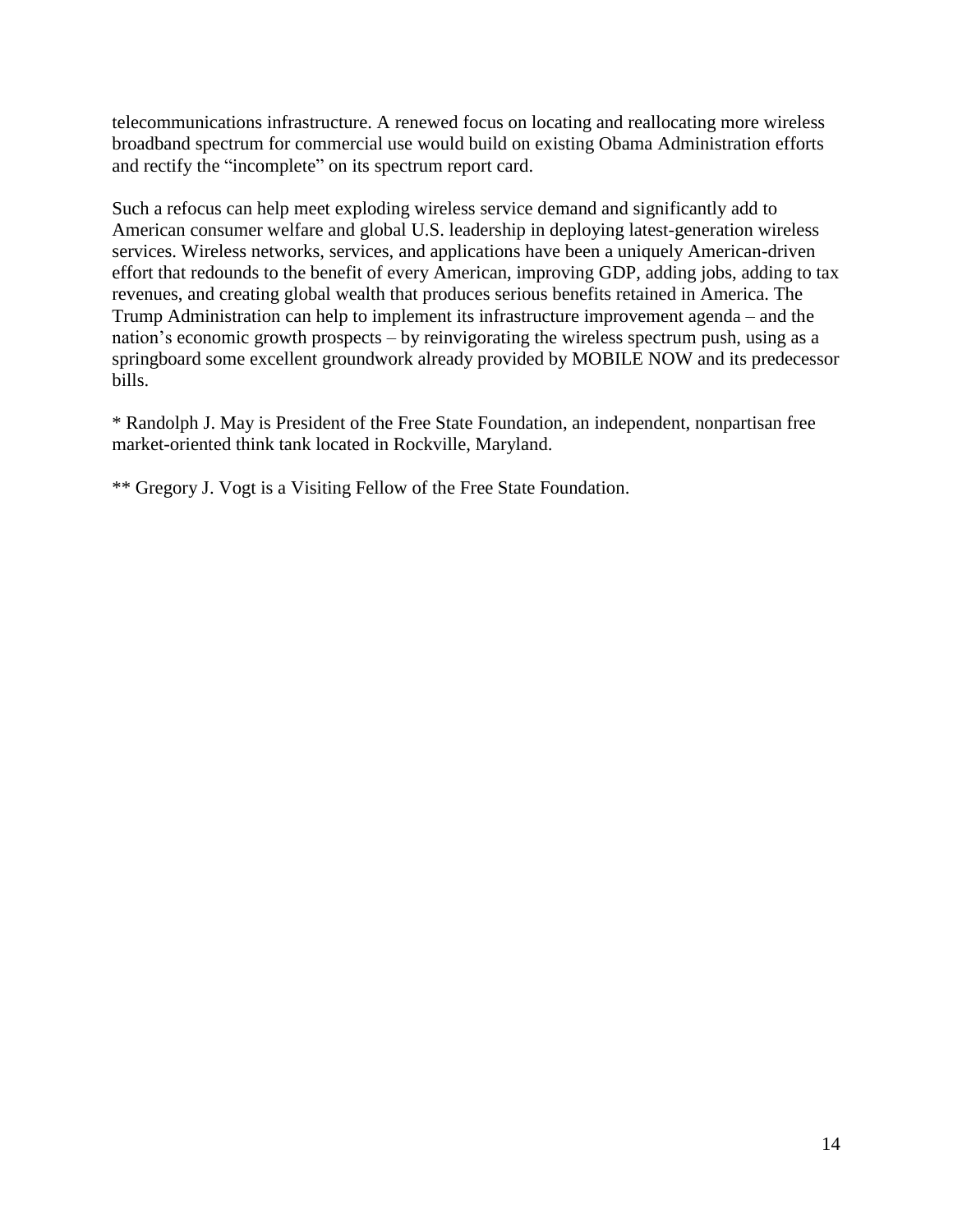telecommunications infrastructure. A renewed focus on locating and reallocating more wireless broadband spectrum for commercial use would build on existing Obama Administration efforts and rectify the "incomplete" on its spectrum report card.

Such a refocus can help meet exploding wireless service demand and significantly add to American consumer welfare and global U.S. leadership in deploying latest-generation wireless services. Wireless networks, services, and applications have been a uniquely American-driven effort that redounds to the benefit of every American, improving GDP, adding jobs, adding to tax revenues, and creating global wealth that produces serious benefits retained in America. The Trump Administration can help to implement its infrastructure improvement agenda – and the nation's economic growth prospects – by reinvigorating the wireless spectrum push, using as a springboard some excellent groundwork already provided by MOBILE NOW and its predecessor bills.

* Randolph J. May is President of the Free State Foundation, an independent, nonpartisan free market-oriented think tank located in Rockville, Maryland.

** Gregory J. Vogt is a Visiting Fellow of the Free State Foundation.